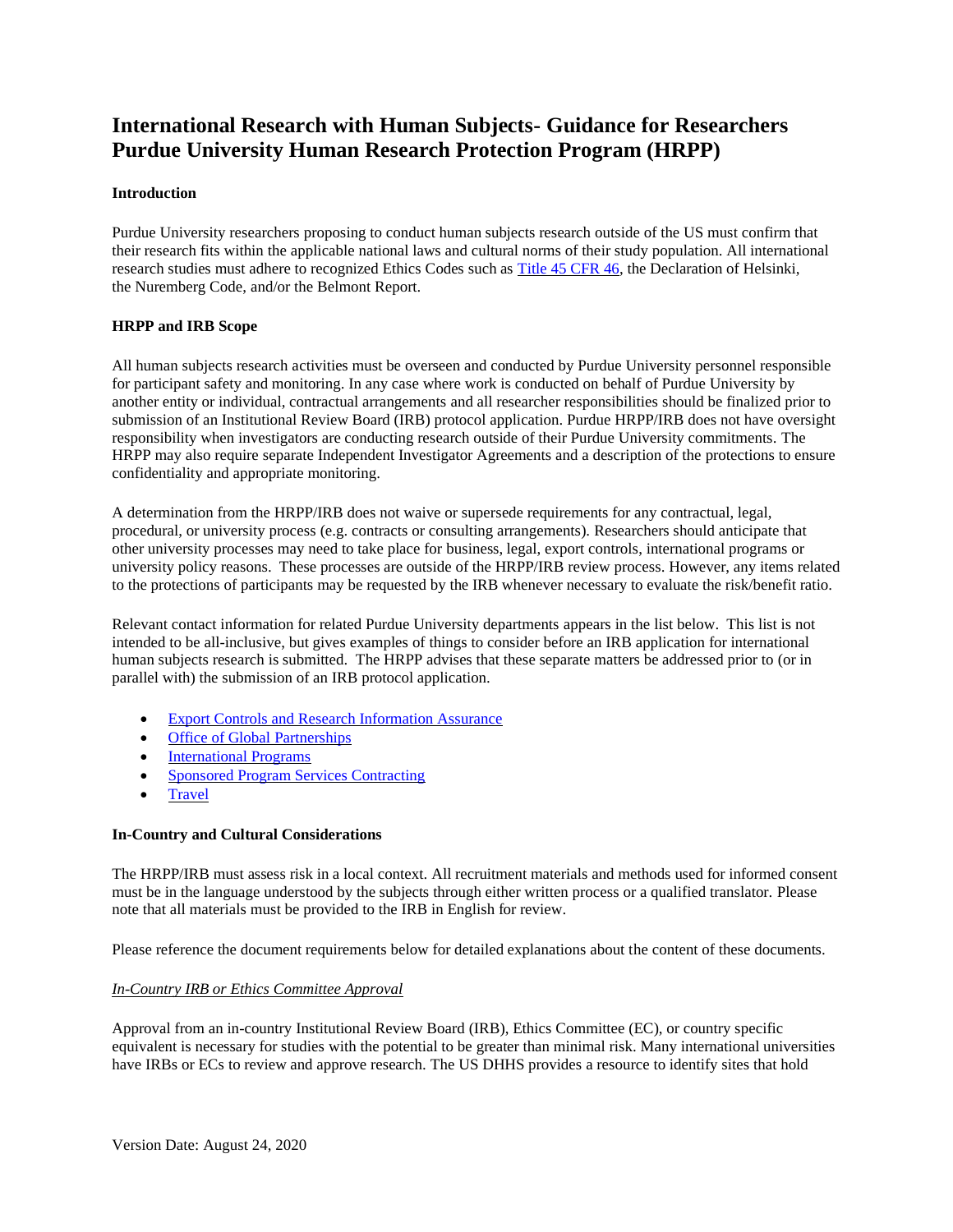# International Research with Human Subjects- Guidance for Researchers Purdue University Human Research Protection Program (HRPP)

**Introduction**

Purdue University researchers proposing to conduct human subjects research outside of the US must confirm that their research fits within the applicable national laws and cultural norms of their study population. All international research studies must adhere to recognized Ethics Codes such as [Title 45 CFR 46](), the Declaration of Helsinki, the Nuremberg Code, and/or the Belmont Report.

**HRPP and IRB Scope**

All human subjects research activities must be overseen and conducted by Purdue University personnel responsible for participant safety and monitoring. In any case where work is conducted on behalf of Purdue University by another entity or individual, contractual arrangements and all researcher responsibilities should be finalized prior to submission of an Institutional Review Board (IRB) protocol application. Purdue HRPP/IRB does not have oversight responsibility when investigators are conducting research outside of their Purdue University commitments. The HRPP may also require separate Independent Investigator Agreements and a description of the protections to ensure confidentiality and appropriate monitoring.

A determination from the HRPP/IRB does not waive or supersede requirements for any contractual, legal, procedural, or university process (e.g. contracts or consulting arrangements). Researchers should anticipate that other university processes may need to take place for business, legal, export controls, international programs or university policy reasons. These processes are outside of the HRPP/IRB review process. However, any items related to the protections of participants may be requested by the IRB whenever necessary to evaluate the risk/benefit ratio.

Relevant contact information for related Purdue University departments appears in the list below. This list is not intended to be all-inclusive, but gives examples of things to consider before an IRB application for international human subjects research is submitted. The HRPP advises that these separate matters be addressed prior to (or in parallel with) the submission of an IRB protocol application.

- [Export Controls and Research Information Assurance]()
- [Office of Global Partnerships]()
- [International Programs]()
- [Sponsored Program Services Contracting]()
- [Travel]()

**In-Country and Cultural Considerations**

The HRPP/IRB must assess risk in a local context. All recruitment materials and methods used for informed consent must be in the language understood by the subjects through either written process or a qualified translator. Please note that all materials must be provided to the IRB in English for review.

Please reference the document requirements below for detailed explanations about the content of these documents.

*In-Country IRB or Ethics Committee Approval*

Approval from an in-country Institutional Review Board (IRB), Ethics Committee (EC), or country specific equivalent is necessary for studies with the potential to be greater than minimal risk. Many international universities have IRBs or ECs to review and approve research. The US DHHS provides a resource to identify sites that hold

Version Date: August 24, 2020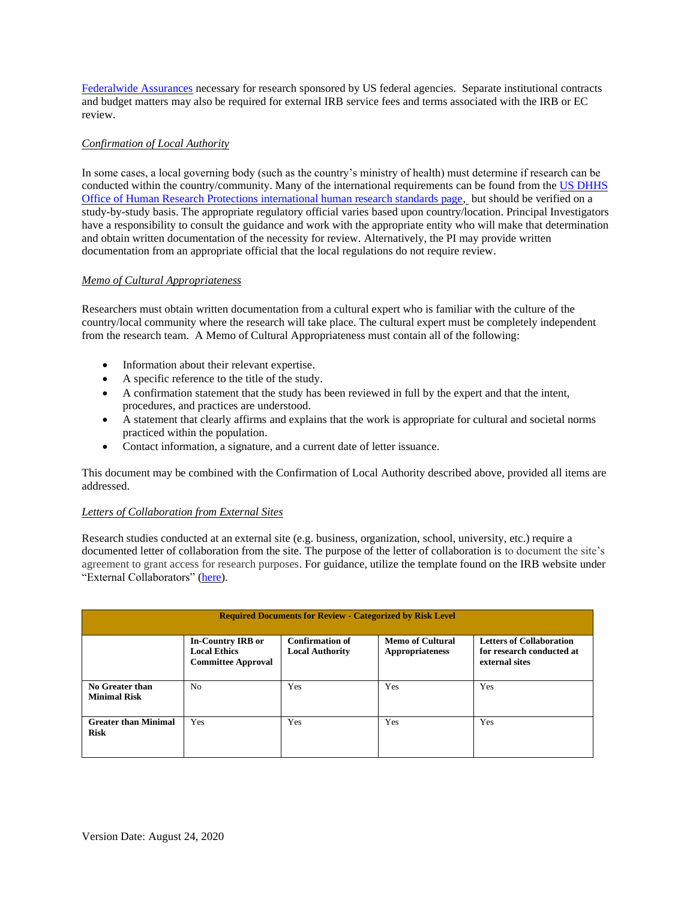[Federalwide Assurances](#) necessary for research sponsored by US federal agencies. Separate institutional contracts and budget matters may also be required for external IRB service fees and terms associated with the IRB or EC review.

*Confirmation of Local Authority*

In some cases, a local governing body (such as the country's ministry of health) must determine if research can be conducted within the country/community. Many of the international requirements can be found from the [US DHHS Office of Human Research Protections international human research standards page](#), but should be verified on a study-by-study basis. The appropriate regulatory official varies based upon country/location. Principal Investigators have a responsibility to consult the guidance and work with the appropriate entity who will make that determination and obtain written documentation of the necessity for review. Alternatively, the PI may provide written documentation from an appropriate official that the local regulations do not require review.

*Memo of Cultural Appropriateness*

Researchers must obtain written documentation from a cultural expert who is familiar with the culture of the country/local community where the research will take place. The cultural expert must be completely independent from the research team. A Memo of Cultural Appropriateness must contain all of the following:

- Information about their relevant expertise.
- A specific reference to the title of the study.
- A confirmation statement that the study has been reviewed in full by the expert and that the intent, procedures, and practices are understood.
- A statement that clearly affirms and explains that the work is appropriate for cultural and societal norms practiced within the population.
- Contact information, a signature, and a current date of letter issuance.

This document may be combined with the Confirmation of Local Authority described above, provided all items are addressed.

*Letters of Collaboration from External Sites*

Research studies conducted at an external site (e.g. business, organization, school, university, etc.) require a documented letter of collaboration from the site. The purpose of the letter of collaboration is to document the site's agreement to grant access for research purposes. For guidance, utilize the template found on the IRB website under "External Collaborators" ([here](#)).

| **Required Documents for Review - Categorized by Risk Level** | | | | |
|---|---|---|---|---|
| | **In-Country IRB or Local Ethics Committee Approval** | **Confirmation of Local Authority** | **Memo of Cultural Appropriateness** | **Letters of Collaboration for research conducted at external sites** |
| **No Greater than Minimal Risk** | No | Yes | Yes | Yes |
| **Greater than Minimal Risk** | Yes | Yes | Yes | Yes |

Version Date: August 24, 2020